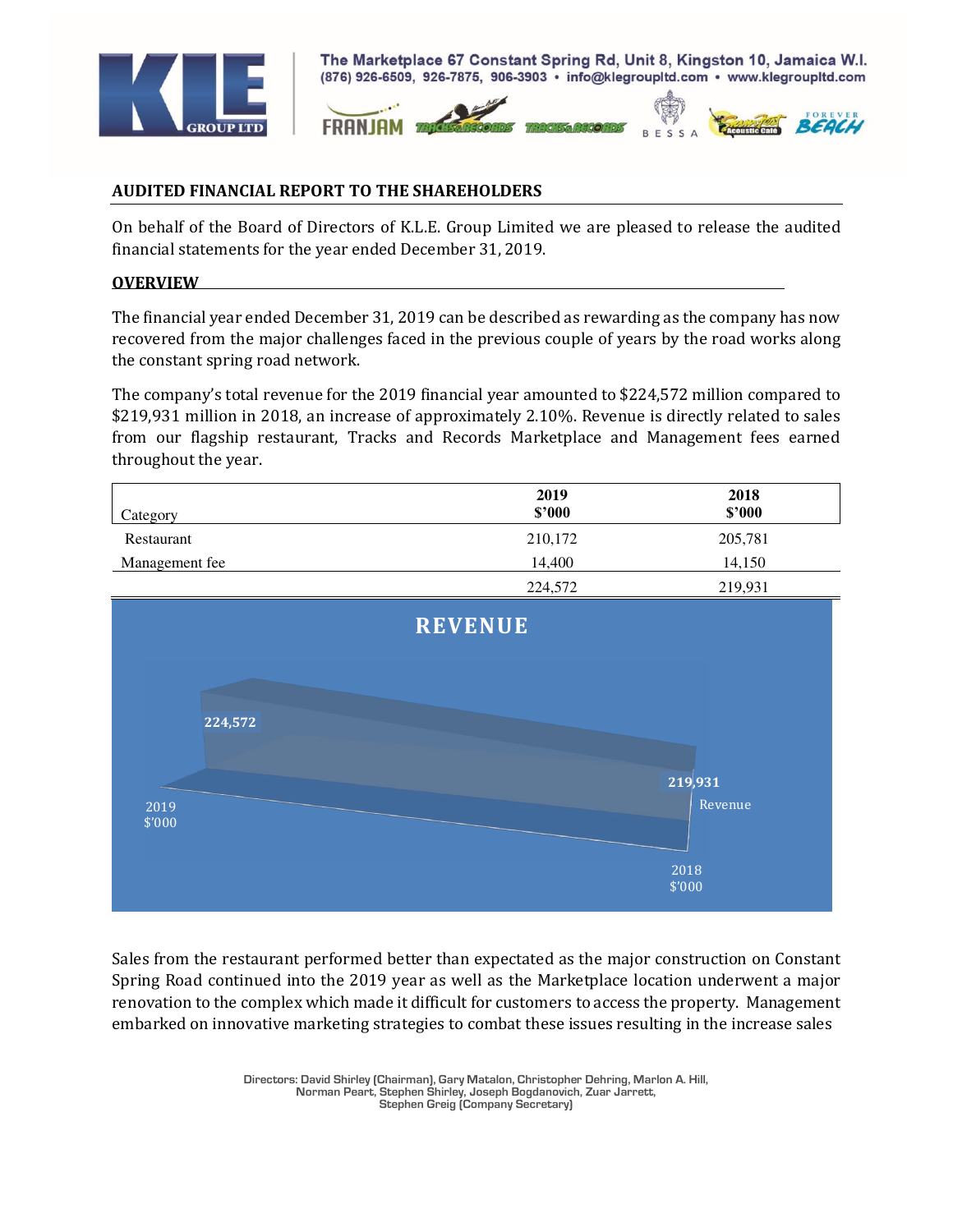## AUDITED FINANCIAL REPORT TO THE SHAREHOLDERS

On behalf of the Board of Directors of K.L.E. Group Limited we are pleased to release the audited financial statements for the year ended December 31, 2019.

### OVERVIEW

The financial year ended December 31, 2019 can be described as rewarding as the company has now recovered from the major challenges faced in the previous couple of years by the road works along the constant spring road network.

The company's total revenue for the 2019 financial year amounted to $224,572 million compared to $219,931 million in 2018, an increase of approximately 2.10%. Revenue is directly related to sales from our flagship restaurant, Tracks and Records Marketplace and Management fees earned throughout the year.

| Category | 2019 $'000 | 2018 $'000 |
|---|---|---|
| Restaurant | 210,172 | 205,781 |
| Management fee | 14,400 | 14,150 |
| | 224,572 | 219,931 |

**REVENUE**

| | 2019 $'000 | 2018 $'000 |
|---|---|---|
| Revenue | 224,572 | 219,931 |

Sales from the restaurant performed better than expected as the major construction on Constant Spring Road continued into the 2019 year as well as the Marketplace location underwent a major renovation to the complex which made it difficult for customers to access the property. Management embarked on innovative marketing strategies to combat these issues resulting in the increase sales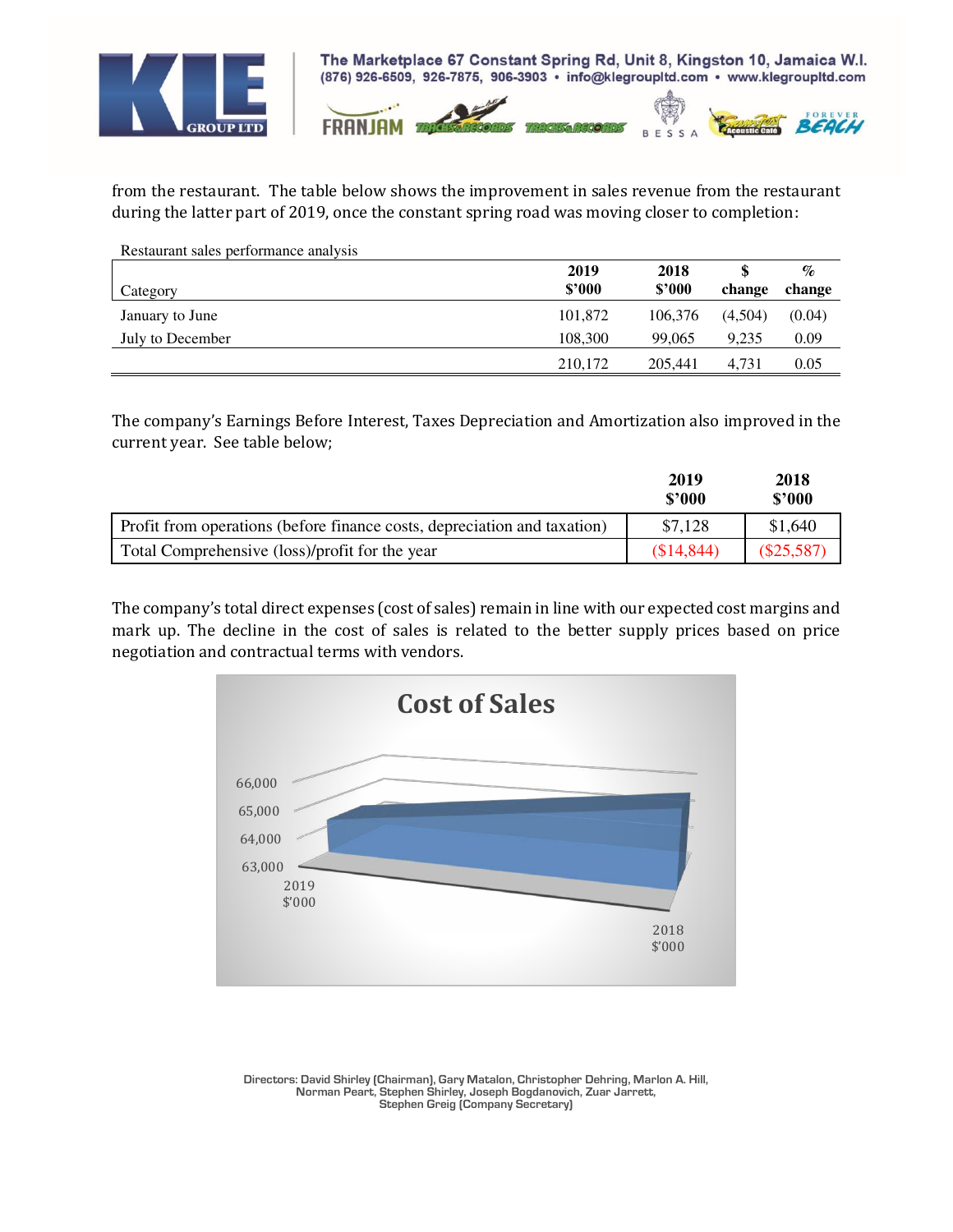from the restaurant. The table below shows the improvement in sales revenue from the restaurant during the latter part of 2019, once the constant spring road was moving closer to completion:

Restaurant sales performance analysis

| Category | 2019 $'000 | 2018 $'000 | $ change | % change |
|---|---|---|---|---|
| January to June | 101,872 | 106,376 | (4,504) | (0.04) |
| July to December | 108,300 | 99,065 | 9,235 | 0.09 |
| | 210,172 | 205,441 | 4,731 | 0.05 |

The company's Earnings Before Interest, Taxes Depreciation and Amortization also improved in the current year. See table below;

| | 2019 $'000 | 2018 $'000 |
|---|---|---|
| Profit from operations (before finance costs, depreciation and taxation) | $7,128 | $1,640 |
| Total Comprehensive (loss)/profit for the year | ($14,844) | ($25,587) |

The company's total direct expenses (cost of sales) remain in line with our expected cost margins and mark up. The decline in the cost of sales is related to the better supply prices based on price negotiation and contractual terms with vendors.

**Cost of Sales**

66,000
65,000
64,000
63,000

2019 $'000

2018 $'000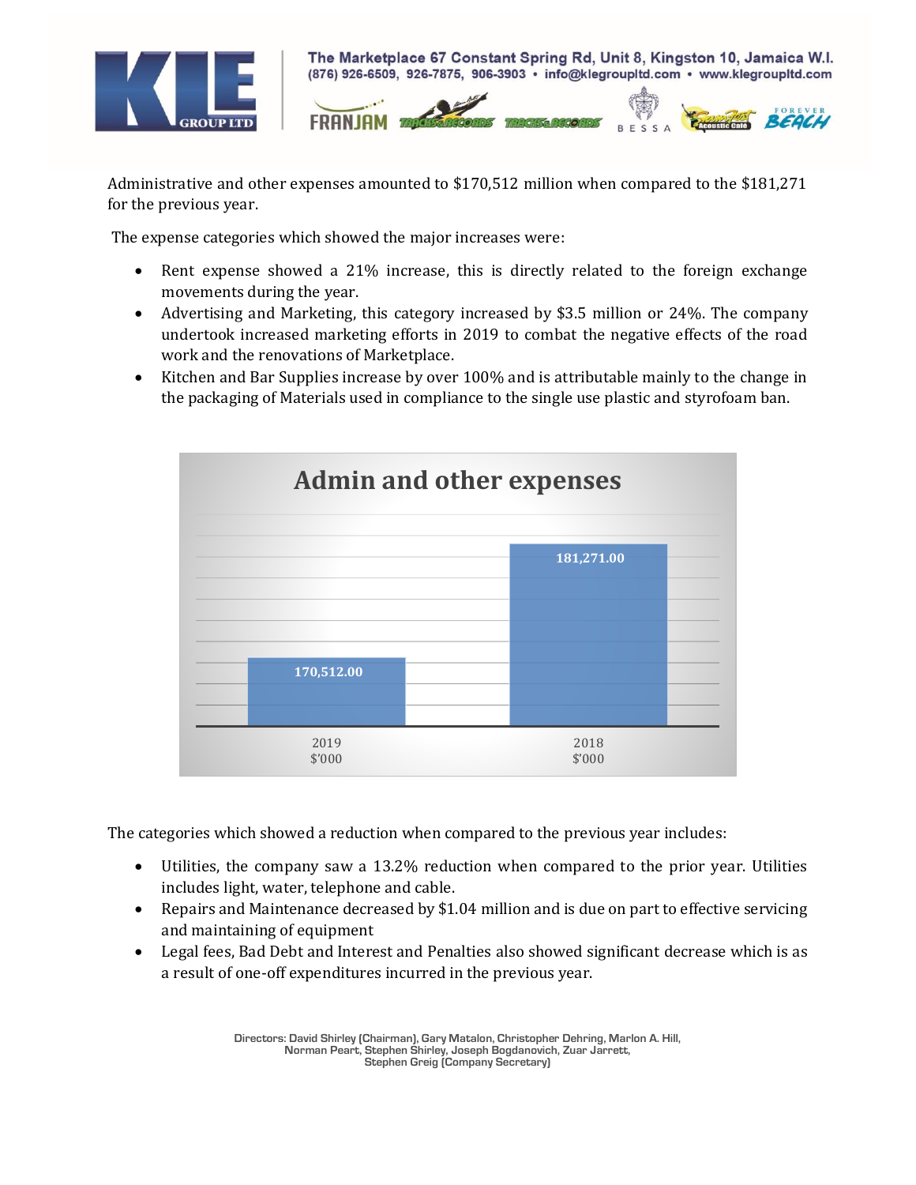Administrative and other expenses amounted to $170,512 million when compared to the $181,271 for the previous year.

The expense categories which showed the major increases were:

- Rent expense showed a 21% increase, this is directly related to the foreign exchange movements during the year.
- Advertising and Marketing, this category increased by $3.5 million or 24%. The company undertook increased marketing efforts in 2019 to combat the negative effects of the road work and the renovations of Marketplace.
- Kitchen and Bar Supplies increase by over 100% and is attributable mainly to the change in the packaging of Materials used in compliance to the single use plastic and styrofoam ban.

**Admin and other expenses**

| | 2019 $'000 | 2018 $'000 |
|---|---|---|
| Admin and other expenses | 170,512.00 | 181,271.00 |

The categories which showed a reduction when compared to the previous year includes:

- Utilities, the company saw a 13.2% reduction when compared to the prior year. Utilities includes light, water, telephone and cable.
- Repairs and Maintenance decreased by $1.04 million and is due on part to effective servicing and maintaining of equipment
- Legal fees, Bad Debt and Interest and Penalties also showed significant decrease which is as a result of one-off expenditures incurred in the previous year.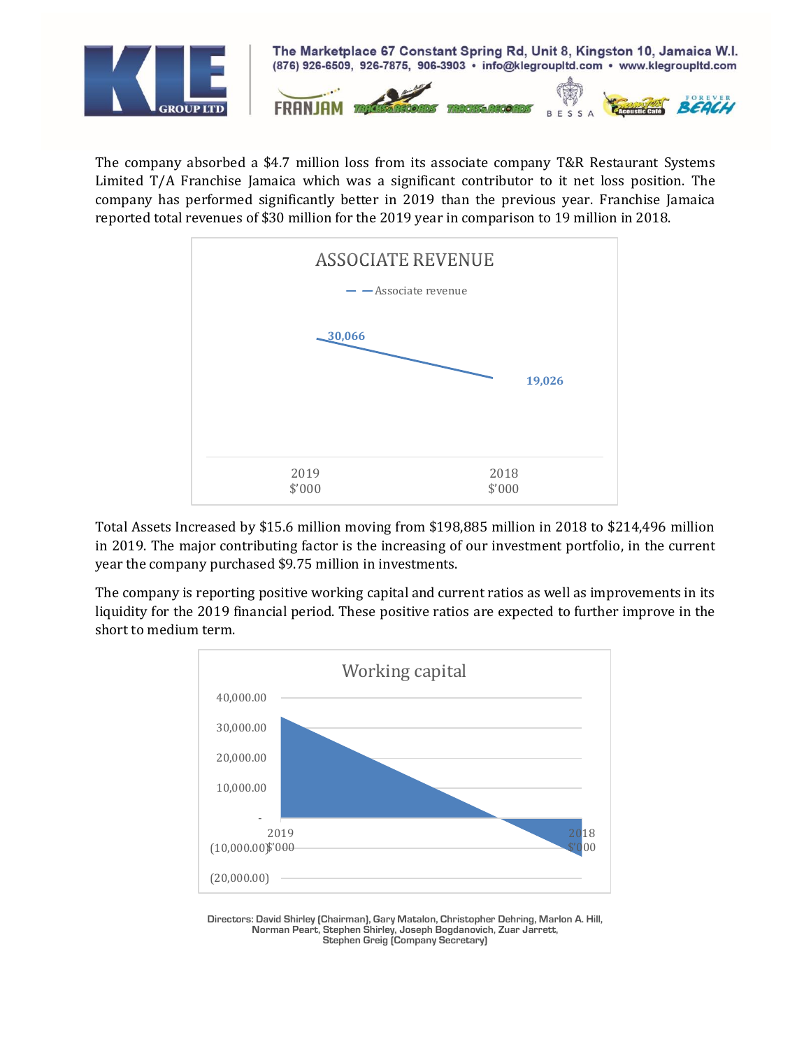The company absorbed a $4.7 million loss from its associate company T&R Restaurant Systems Limited T/A Franchise Jamaica which was a significant contributor to it net loss position. The company has performed significantly better in 2019 than the previous year. Franchise Jamaica reported total revenues of $30 million for the 2019 year in comparison to 19 million in 2018.

**ASSOCIATE REVENUE**

| | 2019 $'000 | 2018 $'000 |
|---|---|---|
| Associate revenue | 30,066 | 19,026 |

Total Assets Increased by $15.6 million moving from $198,885 million in 2018 to $214,496 million in 2019. The major contributing factor is the increasing of our investment portfolio, in the current year the company purchased $9.75 million in investments.

The company is reporting positive working capital and current ratios as well as improvements in its liquidity for the 2019 financial period. These positive ratios are expected to further improve in the short to medium term.

**Working capital**

Chart: working capital for 2019 $'000 and 2018 $'000 (y-axis from (20,000.00) to 40,000.00).

Directors: David Shirley (Chairman), Gary Matalon, Christopher Dehring, Marlon A. Hill, Norman Peart, Stephen Shirley, Joseph Bogdanovich, Zuar Jarrett, Stephen Greig (Company Secretary)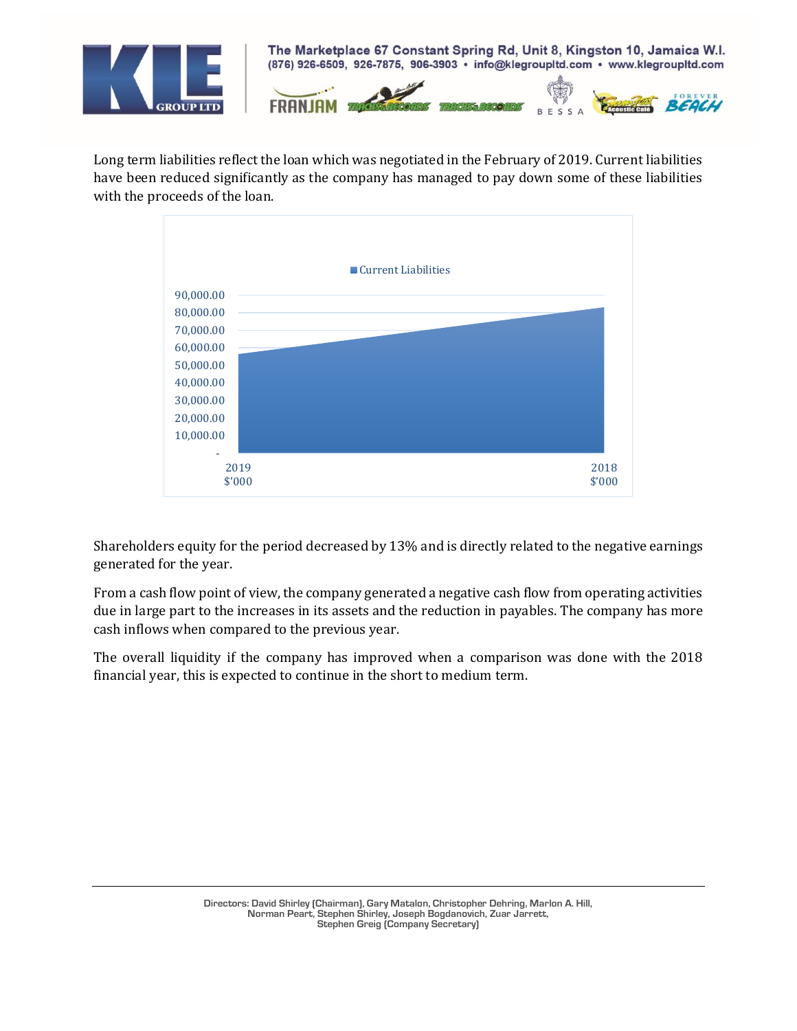Long term liabilities reflect the loan which was negotiated in the February of 2019. Current liabilities have been reduced significantly as the company has managed to pay down some of these liabilities with the proceeds of the loan.

Shareholders equity for the period decreased by 13% and is directly related to the negative earnings generated for the year.

From a cash flow point of view, the company generated a negative cash flow from operating activities due in large part to the increases in its assets and the reduction in payables. The company has more cash inflows when compared to the previous year.

The overall liquidity if the company has improved when a comparison was done with the 2018 financial year, this is expected to continue in the short to medium term.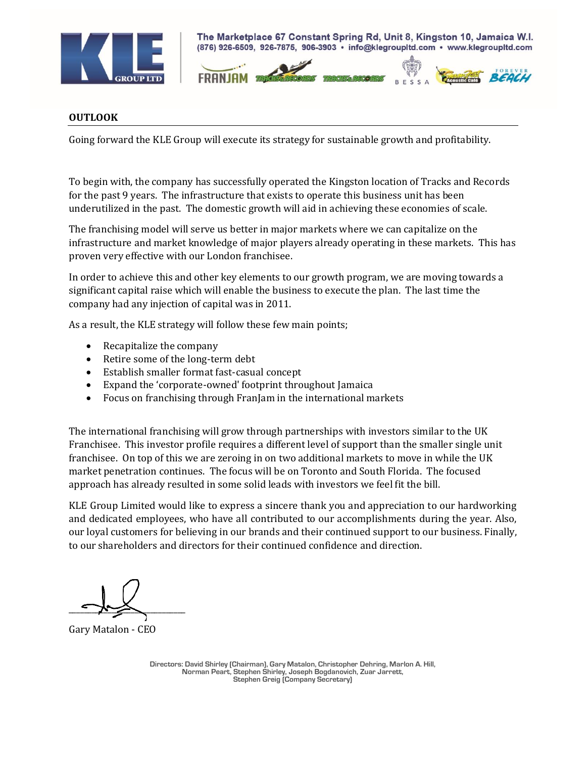## OUTLOOK

Going forward the KLE Group will execute its strategy for sustainable growth and profitability.

To begin with, the company has successfully operated the Kingston location of Tracks and Records for the past 9 years. The infrastructure that exists to operate this business unit has been underutilized in the past. The domestic growth will aid in achieving these economies of scale.

The franchising model will serve us better in major markets where we can capitalize on the infrastructure and market knowledge of major players already operating in these markets. This has proven very effective with our London franchisee.

In order to achieve this and other key elements to our growth program, we are moving towards a significant capital raise which will enable the business to execute the plan. The last time the company had any injection of capital was in 2011.

As a result, the KLE strategy will follow these few main points;

- Recapitalize the company
- Retire some of the long-term debt
- Establish smaller format fast-casual concept
- Expand the 'corporate-owned' footprint throughout Jamaica
- Focus on franchising through FranJam in the international markets

The international franchising will grow through partnerships with investors similar to the UK Franchisee. This investor profile requires a different level of support than the smaller single unit franchisee. On top of this we are zeroing in on two additional markets to move in while the UK market penetration continues. The focus will be on Toronto and South Florida. The focused approach has already resulted in some solid leads with investors we feel fit the bill.

KLE Group Limited would like to express a sincere thank you and appreciation to our hardworking and dedicated employees, who have all contributed to our accomplishments during the year. Also, our loyal customers for believing in our brands and their continued support to our business. Finally, to our shareholders and directors for their continued confidence and direction.

Gary Matalon - CEO